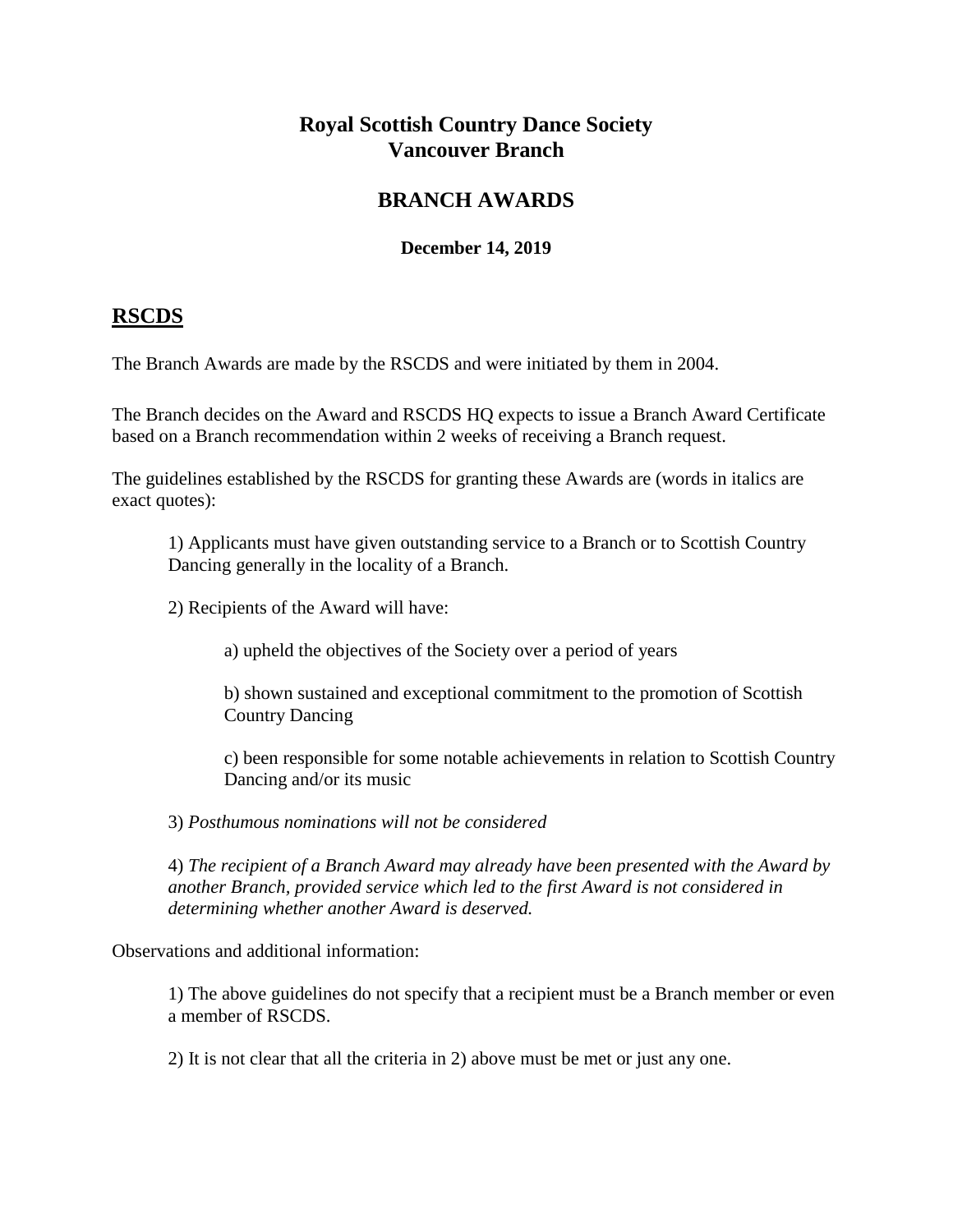# Royal Scottish Country Dance Society
# Vancouver Branch

## BRANCH AWARDS

**December 14, 2019**

## RSCDS

The Branch Awards are made by the RSCDS and were initiated by them in 2004.

The Branch decides on the Award and RSCDS HQ expects to issue a Branch Award Certificate based on a Branch recommendation within 2 weeks of receiving a Branch request.

The guidelines established by the RSCDS for granting these Awards are (words in italics are exact quotes):

1) Applicants must have given outstanding service to a Branch or to Scottish Country Dancing generally in the locality of a Branch.

2) Recipients of the Award will have:

a) upheld the objectives of the Society over a period of years

b) shown sustained and exceptional commitment to the promotion of Scottish Country Dancing

c) been responsible for some notable achievements in relation to Scottish Country Dancing and/or its music

3) *Posthumous nominations will not be considered*

4) *The recipient of a Branch Award may already have been presented with the Award by another Branch, provided service which led to the first Award is not considered in determining whether another Award is deserved.*

Observations and additional information:

1) The above guidelines do not specify that a recipient must be a Branch member or even a member of RSCDS.

2) It is not clear that all the criteria in 2) above must be met or just any one.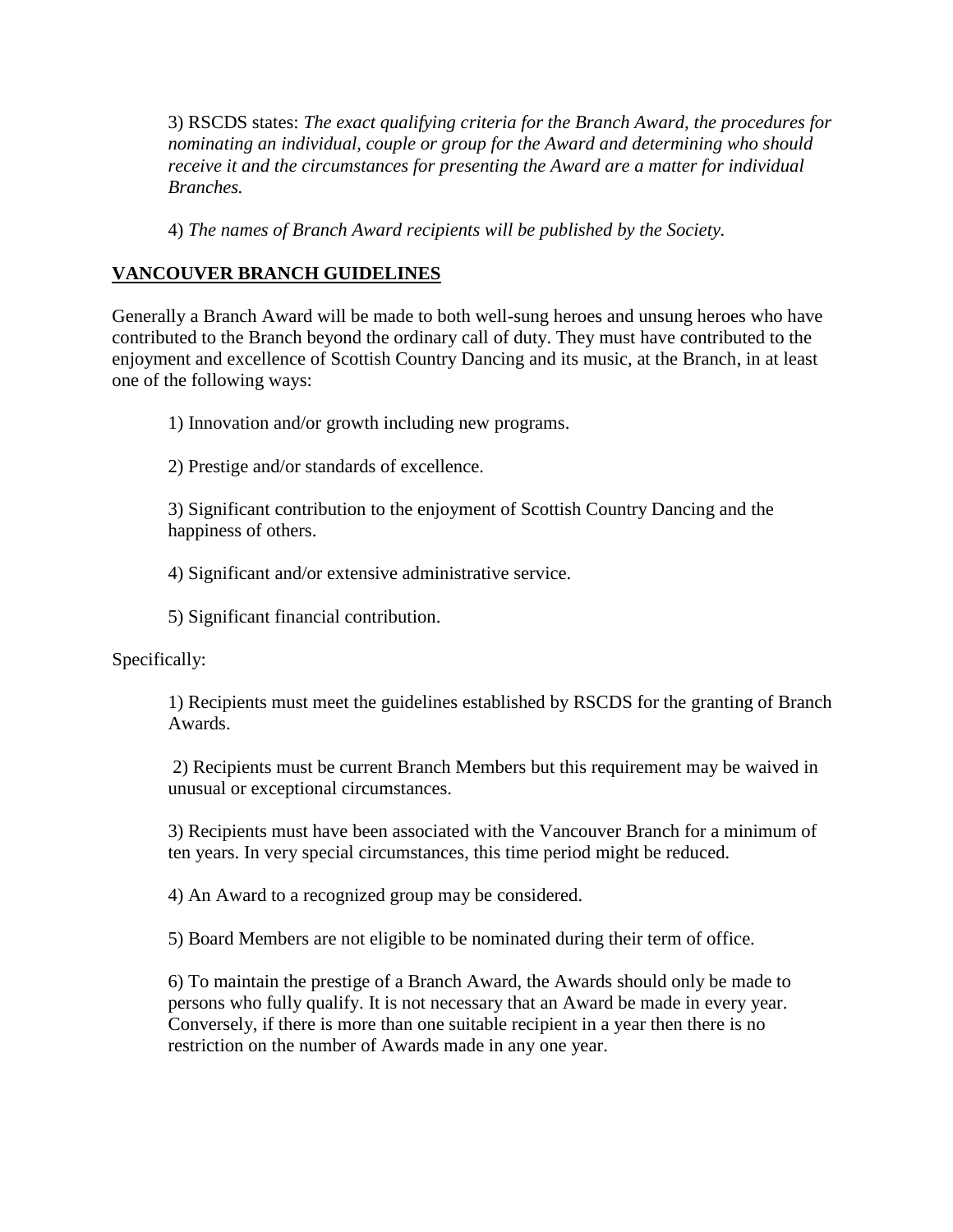3) RSCDS states: *The exact qualifying criteria for the Branch Award, the procedures for nominating an individual, couple or group for the Award and determining who should receive it and the circumstances for presenting the Award are a matter for individual Branches.*

4) *The names of Branch Award recipients will be published by the Society.*

## <u>VANCOUVER BRANCH GUIDELINES</u>

Generally a Branch Award will be made to both well-sung heroes and unsung heroes who have contributed to the Branch beyond the ordinary call of duty. They must have contributed to the enjoyment and excellence of Scottish Country Dancing and its music, at the Branch, in at least one of the following ways:

1) Innovation and/or growth including new programs.

2) Prestige and/or standards of excellence.

3) Significant contribution to the enjoyment of Scottish Country Dancing and the happiness of others.

4) Significant and/or extensive administrative service.

5) Significant financial contribution.

Specifically:

1) Recipients must meet the guidelines established by RSCDS for the granting of Branch Awards.

2) Recipients must be current Branch Members but this requirement may be waived in unusual or exceptional circumstances.

3) Recipients must have been associated with the Vancouver Branch for a minimum of ten years. In very special circumstances, this time period might be reduced.

4) An Award to a recognized group may be considered.

5) Board Members are not eligible to be nominated during their term of office.

6) To maintain the prestige of a Branch Award, the Awards should only be made to persons who fully qualify. It is not necessary that an Award be made in every year. Conversely, if there is more than one suitable recipient in a year then there is no restriction on the number of Awards made in any one year.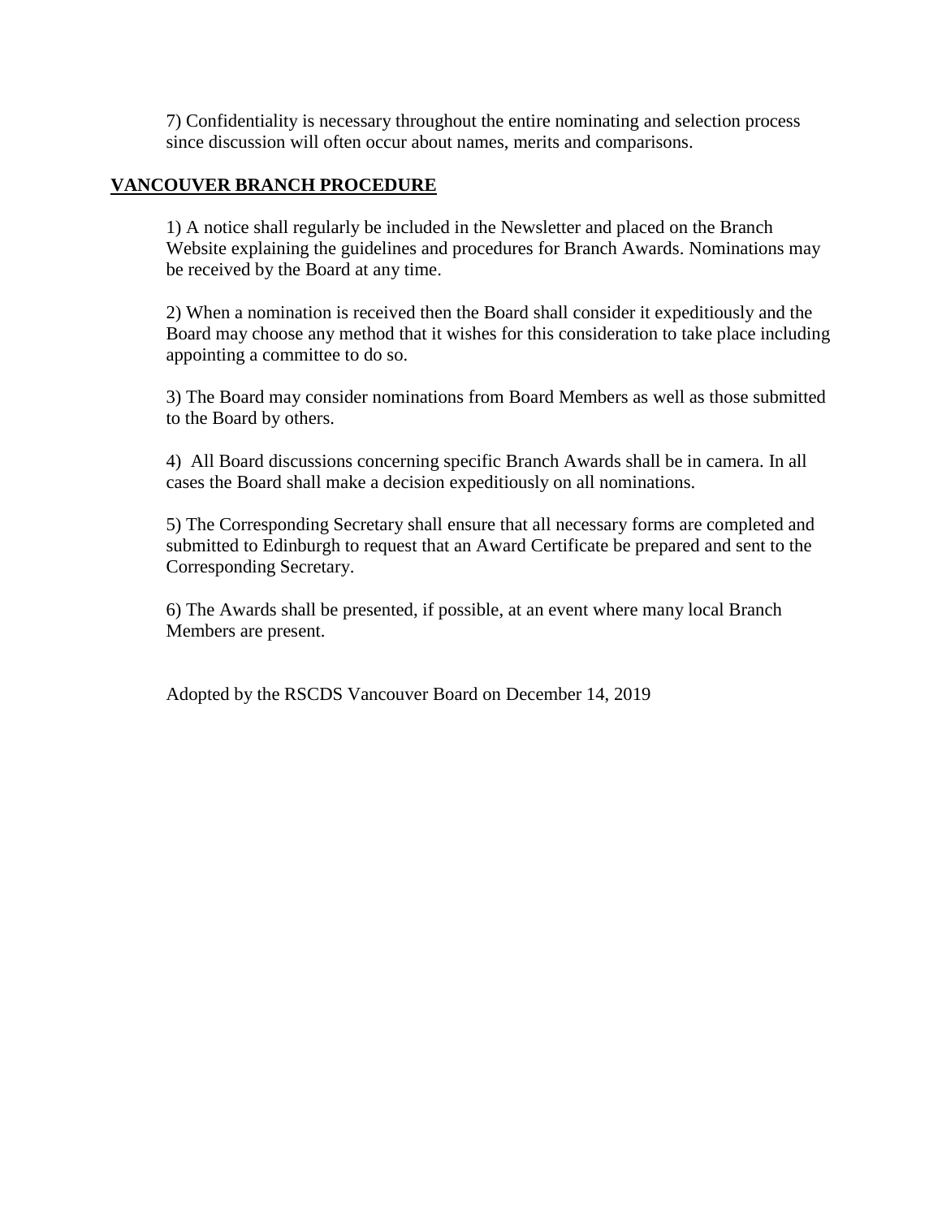7) Confidentiality is necessary throughout the entire nominating and selection process since discussion will often occur about names, merits and comparisons.

## VANCOUVER BRANCH PROCEDURE

1) A notice shall regularly be included in the Newsletter and placed on the Branch Website explaining the guidelines and procedures for Branch Awards. Nominations may be received by the Board at any time.

2) When a nomination is received then the Board shall consider it expeditiously and the Board may choose any method that it wishes for this consideration to take place including appointing a committee to do so.

3) The Board may consider nominations from Board Members as well as those submitted to the Board by others.

4) All Board discussions concerning specific Branch Awards shall be in camera. In all cases the Board shall make a decision expeditiously on all nominations.

5) The Corresponding Secretary shall ensure that all necessary forms are completed and submitted to Edinburgh to request that an Award Certificate be prepared and sent to the Corresponding Secretary.

6) The Awards shall be presented, if possible, at an event where many local Branch Members are present.

Adopted by the RSCDS Vancouver Board on December 14, 2019